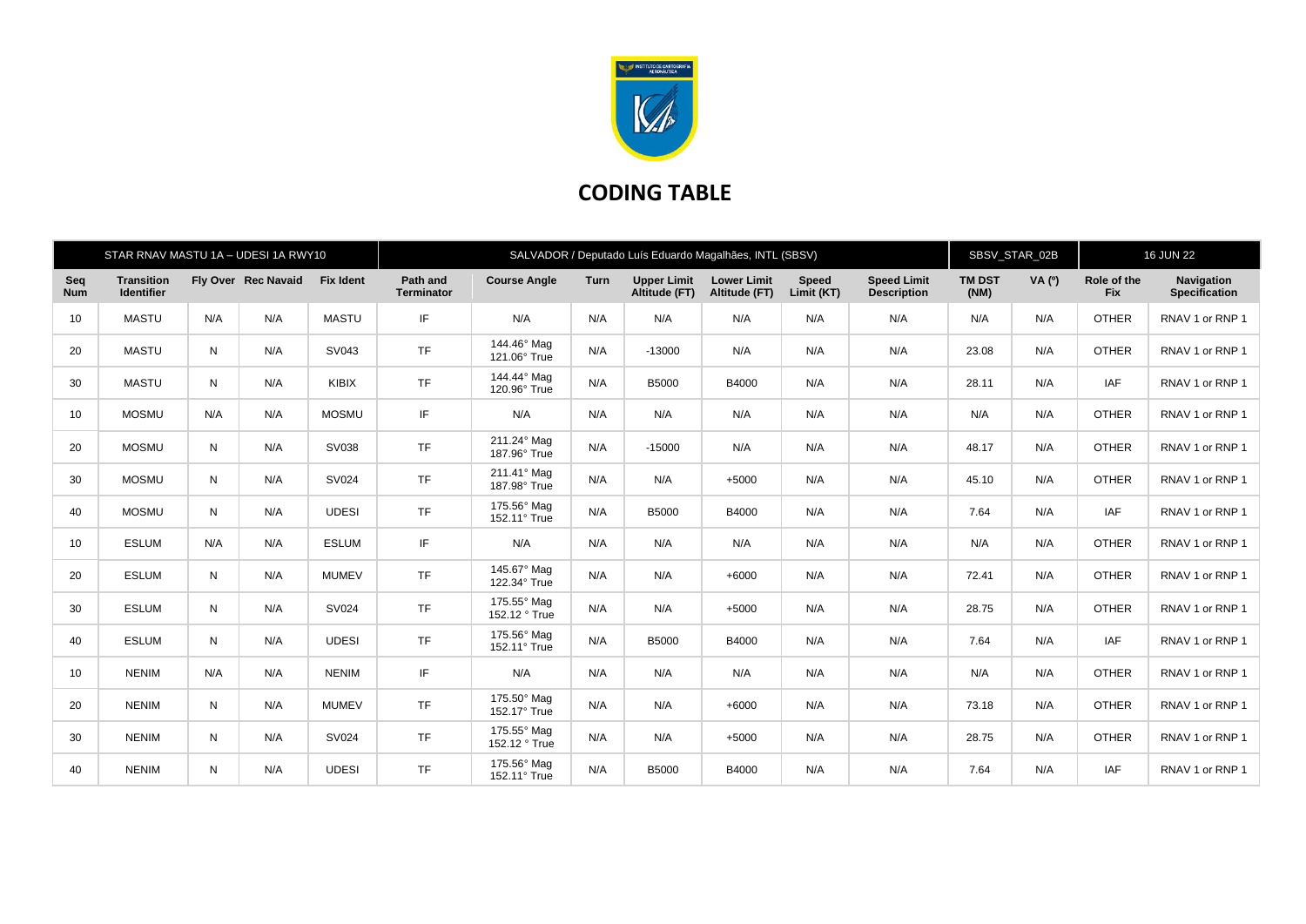# CODING TABLE

| STAR RNAV MASTU 1A – UDESI 1A RWY10 | | | | | SALVADOR / Deputado Luís Eduardo Magalhães, INTL (SBSV) | | | | | | | SBSV_STAR_02B | | 16 JUN 22 | |
|---|---|---|---|---|---|---|---|---|---|---|---|---|---|---|---|
| **Seq Num** | **Transition Identifier** | **Fly Over** | **Rec Navaid** | **Fix Ident** | **Path and Terminator** | **Course Angle** | **Turn** | **Upper Limit Altitude (FT)** | **Lower Limit Altitude (FT)** | **Speed Limit (KT)** | **Speed Limit Description** | **TM DST (NM)** | **VA (º)** | **Role of the Fix** | **Navigation Specification** |
| 10 | MASTU | N/A | N/A | MASTU | IF | N/A | N/A | N/A | N/A | N/A | N/A | N/A | N/A | OTHER | RNAV 1 or RNP 1 |
| 20 | MASTU | N | N/A | SV043 | TF | 144.46° Mag 121.06° True | N/A | -13000 | N/A | N/A | N/A | 23.08 | N/A | OTHER | RNAV 1 or RNP 1 |
| 30 | MASTU | N | N/A | KIBIX | TF | 144.44° Mag 120.96° True | N/A | B5000 | B4000 | N/A | N/A | 28.11 | N/A | IAF | RNAV 1 or RNP 1 |
| 10 | MOSMU | N/A | N/A | MOSMU | IF | N/A | N/A | N/A | N/A | N/A | N/A | N/A | N/A | OTHER | RNAV 1 or RNP 1 |
| 20 | MOSMU | N | N/A | SV038 | TF | 211.24° Mag 187.96° True | N/A | -15000 | N/A | N/A | N/A | 48.17 | N/A | OTHER | RNAV 1 or RNP 1 |
| 30 | MOSMU | N | N/A | SV024 | TF | 211.41° Mag 187.98° True | N/A | N/A | +5000 | N/A | N/A | 45.10 | N/A | OTHER | RNAV 1 or RNP 1 |
| 40 | MOSMU | N | N/A | UDESI | TF | 175.56° Mag 152.11° True | N/A | B5000 | B4000 | N/A | N/A | 7.64 | N/A | IAF | RNAV 1 or RNP 1 |
| 10 | ESLUM | N/A | N/A | ESLUM | IF | N/A | N/A | N/A | N/A | N/A | N/A | N/A | N/A | OTHER | RNAV 1 or RNP 1 |
| 20 | ESLUM | N | N/A | MUMEV | TF | 145.67° Mag 122.34° True | N/A | N/A | +6000 | N/A | N/A | 72.41 | N/A | OTHER | RNAV 1 or RNP 1 |
| 30 | ESLUM | N | N/A | SV024 | TF | 175.55° Mag 152.12 ° True | N/A | N/A | +5000 | N/A | N/A | 28.75 | N/A | OTHER | RNAV 1 or RNP 1 |
| 40 | ESLUM | N | N/A | UDESI | TF | 175.56° Mag 152.11° True | N/A | B5000 | B4000 | N/A | N/A | 7.64 | N/A | IAF | RNAV 1 or RNP 1 |
| 10 | NENIM | N/A | N/A | NENIM | IF | N/A | N/A | N/A | N/A | N/A | N/A | N/A | N/A | OTHER | RNAV 1 or RNP 1 |
| 20 | NENIM | N | N/A | MUMEV | TF | 175.50° Mag 152.17° True | N/A | N/A | +6000 | N/A | N/A | 73.18 | N/A | OTHER | RNAV 1 or RNP 1 |
| 30 | NENIM | N | N/A | SV024 | TF | 175.55° Mag 152.12 ° True | N/A | N/A | +5000 | N/A | N/A | 28.75 | N/A | OTHER | RNAV 1 or RNP 1 |
| 40 | NENIM | N | N/A | UDESI | TF | 175.56° Mag 152.11° True | N/A | B5000 | B4000 | N/A | N/A | 7.64 | N/A | IAF | RNAV 1 or RNP 1 |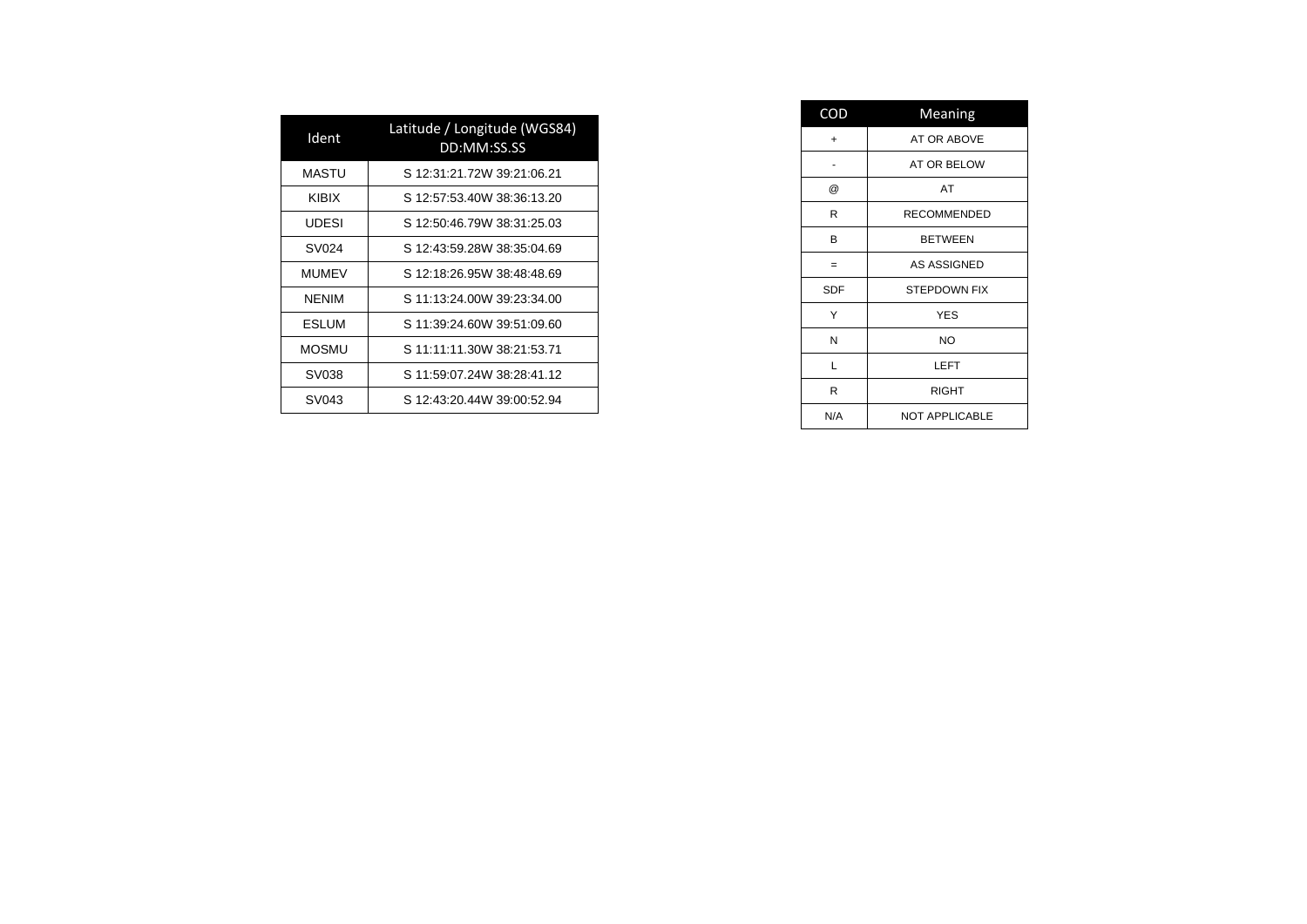| Ident | Latitude / Longitude (WGS84) DD:MM:SS.SS |
|---|---|
| MASTU | S 12:31:21.72W 39:21:06.21 |
| KIBIX | S 12:57:53.40W 38:36:13.20 |
| UDESI | S 12:50:46.79W 38:31:25.03 |
| SV024 | S 12:43:59.28W 38:35:04.69 |
| MUMEV | S 12:18:26.95W 38:48:48.69 |
| NENIM | S 11:13:24.00W 39:23:34.00 |
| ESLUM | S 11:39:24.60W 39:51:09.60 |
| MOSMU | S 11:11:11.30W 38:21:53.71 |
| SV038 | S 11:59:07.24W 38:28:41.12 |
| SV043 | S 12:43:20.44W 39:00:52.94 |

| COD | Meaning |
|---|---|
| + | AT OR ABOVE |
| - | AT OR BELOW |
| @ | AT |
| R | RECOMMENDED |
| B | BETWEEN |
| = | AS ASSIGNED |
| SDF | STEPDOWN FIX |
| Y | YES |
| N | NO |
| L | LEFT |
| R | RIGHT |
| N/A | NOT APPLICABLE |